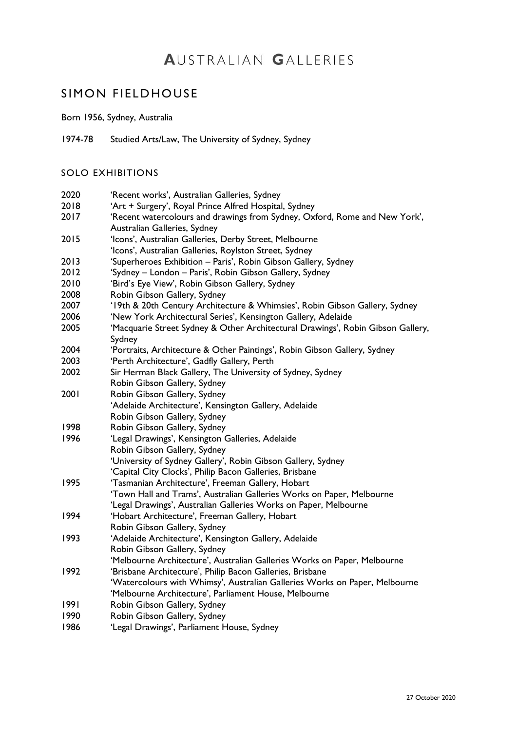# AUSTRALIAN GALLERIES

## SIMON FIELDHOUSE

Born 1956, Sydney, Australia

1974-78 Studied Arts/Law, The University of Sydney, Sydney

### SOLO EXHIBITIONS

| | |
|---|---|
| 2020 | 'Recent works', Australian Galleries, Sydney |
| 2018 | 'Art + Surgery', Royal Prince Alfred Hospital, Sydney |
| 2017 | 'Recent watercolours and drawings from Sydney, Oxford, Rome and New York', Australian Galleries, Sydney |
| 2015 | 'Icons', Australian Galleries, Derby Street, Melbourne |
| | 'Icons', Australian Galleries, Roylston Street, Sydney |
| 2013 | 'Superheroes Exhibition – Paris', Robin Gibson Gallery, Sydney |
| 2012 | 'Sydney – London – Paris', Robin Gibson Gallery, Sydney |
| 2010 | 'Bird's Eye View', Robin Gibson Gallery, Sydney |
| 2008 | Robin Gibson Gallery, Sydney |
| 2007 | '19th & 20th Century Architecture & Whimsies', Robin Gibson Gallery, Sydney |
| 2006 | 'New York Architectural Series', Kensington Gallery, Adelaide |
| 2005 | 'Macquarie Street Sydney & Other Architectural Drawings', Robin Gibson Gallery, Sydney |
| 2004 | 'Portraits, Architecture & Other Paintings', Robin Gibson Gallery, Sydney |
| 2003 | 'Perth Architecture', Gadfly Gallery, Perth |
| 2002 | Sir Herman Black Gallery, The University of Sydney, Sydney |
| | Robin Gibson Gallery, Sydney |
| 2001 | Robin Gibson Gallery, Sydney |
| | 'Adelaide Architecture', Kensington Gallery, Adelaide |
| | Robin Gibson Gallery, Sydney |
| 1998 | Robin Gibson Gallery, Sydney |
| 1996 | 'Legal Drawings', Kensington Galleries, Adelaide |
| | Robin Gibson Gallery, Sydney |
| | 'University of Sydney Gallery', Robin Gibson Gallery, Sydney |
| | 'Capital City Clocks', Philip Bacon Galleries, Brisbane |
| 1995 | 'Tasmanian Architecture', Freeman Gallery, Hobart |
| | 'Town Hall and Trams', Australian Galleries Works on Paper, Melbourne |
| | 'Legal Drawings', Australian Galleries Works on Paper, Melbourne |
| 1994 | 'Hobart Architecture', Freeman Gallery, Hobart |
| | Robin Gibson Gallery, Sydney |
| 1993 | 'Adelaide Architecture', Kensington Gallery, Adelaide |
| | Robin Gibson Gallery, Sydney |
| | 'Melbourne Architecture', Australian Galleries Works on Paper, Melbourne |
| 1992 | 'Brisbane Architecture', Philip Bacon Galleries, Brisbane |
| | 'Watercolours with Whimsy', Australian Galleries Works on Paper, Melbourne |
| | 'Melbourne Architecture', Parliament House, Melbourne |
| 1991 | Robin Gibson Gallery, Sydney |
| 1990 | Robin Gibson Gallery, Sydney |
| 1986 | 'Legal Drawings', Parliament House, Sydney |

27 October 2020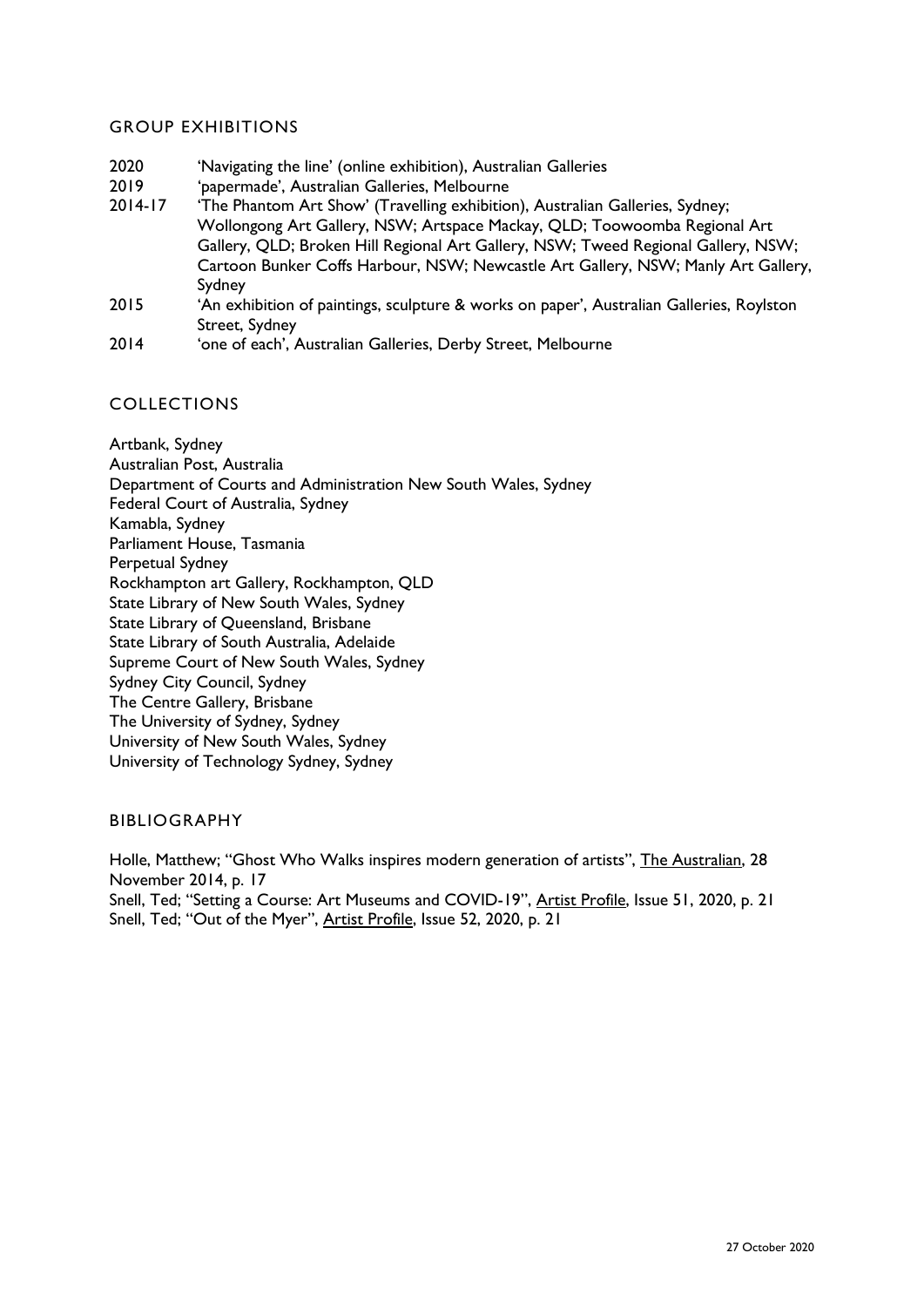## GROUP EXHIBITIONS

| | |
|---|---|
| 2020 | 'Navigating the line' (online exhibition), Australian Galleries |
| 2019 | 'papermade', Australian Galleries, Melbourne |
| 2014-17 | 'The Phantom Art Show' (Travelling exhibition), Australian Galleries, Sydney; Wollongong Art Gallery, NSW; Artspace Mackay, QLD; Toowoomba Regional Art Gallery, QLD; Broken Hill Regional Art Gallery, NSW; Tweed Regional Gallery, NSW; Cartoon Bunker Coffs Harbour, NSW; Newcastle Art Gallery, NSW; Manly Art Gallery, Sydney |
| 2015 | 'An exhibition of paintings, sculpture & works on paper', Australian Galleries, Roylston Street, Sydney |
| 2014 | 'one of each', Australian Galleries, Derby Street, Melbourne |

## COLLECTIONS

Artbank, Sydney
Australian Post, Australia
Department of Courts and Administration New South Wales, Sydney
Federal Court of Australia, Sydney
Kamabla, Sydney
Parliament House, Tasmania
Perpetual Sydney
Rockhampton art Gallery, Rockhampton, QLD
State Library of New South Wales, Sydney
State Library of Queensland, Brisbane
State Library of South Australia, Adelaide
Supreme Court of New South Wales, Sydney
Sydney City Council, Sydney
The Centre Gallery, Brisbane
The University of Sydney, Sydney
University of New South Wales, Sydney
University of Technology Sydney, Sydney

## BIBLIOGRAPHY

Holle, Matthew; "Ghost Who Walks inspires modern generation of artists", The Australian, 28 November 2014, p. 17
Snell, Ted; "Setting a Course: Art Museums and COVID-19", Artist Profile, Issue 51, 2020, p. 21
Snell, Ted; "Out of the Myer", Artist Profile, Issue 52, 2020, p. 21

27 October 2020